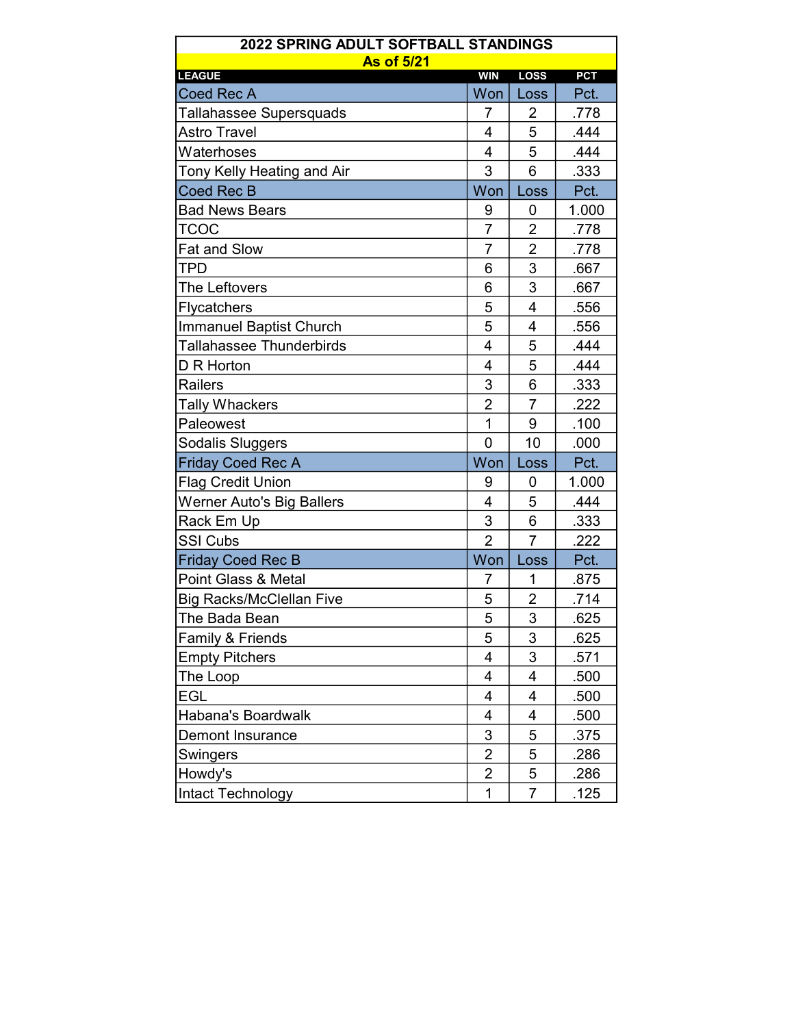# 2022 SPRING ADULT SOFTBALL STANDINGS

## As of 5/21

| LEAGUE | WIN | LOSS | PCT |
|---|---|---|---|
| **Coed Rec A** | **Won** | **Loss** | **Pct.** |
| Tallahassee Supersquads | 7 | 2 | .778 |
| Astro Travel | 4 | 5 | .444 |
| Waterhoses | 4 | 5 | .444 |
| Tony Kelly Heating and Air | 3 | 6 | .333 |
| **Coed Rec B** | **Won** | **Loss** | **Pct.** |
| Bad News Bears | 9 | 0 | 1.000 |
| TCOC | 7 | 2 | .778 |
| Fat and Slow | 7 | 2 | .778 |
| TPD | 6 | 3 | .667 |
| The Leftovers | 6 | 3 | .667 |
| Flycatchers | 5 | 4 | .556 |
| Immanuel Baptist Church | 5 | 4 | .556 |
| Tallahassee Thunderbirds | 4 | 5 | .444 |
| D R Horton | 4 | 5 | .444 |
| Railers | 3 | 6 | .333 |
| Tally Whackers | 2 | 7 | .222 |
| Paleowest | 1 | 9 | .100 |
| Sodalis Sluggers | 0 | 10 | .000 |
| **Friday Coed Rec A** | **Won** | **Loss** | **Pct.** |
| Flag Credit Union | 9 | 0 | 1.000 |
| Werner Auto's Big Ballers | 4 | 5 | .444 |
| Rack Em Up | 3 | 6 | .333 |
| SSI Cubs | 2 | 7 | .222 |
| **Friday Coed Rec B** | **Won** | **Loss** | **Pct.** |
| Point Glass & Metal | 7 | 1 | .875 |
| Big Racks/McClellan Five | 5 | 2 | .714 |
| The Bada Bean | 5 | 3 | .625 |
| Family & Friends | 5 | 3 | .625 |
| Empty Pitchers | 4 | 3 | .571 |
| The Loop | 4 | 4 | .500 |
| EGL | 4 | 4 | .500 |
| Habana's Boardwalk | 4 | 4 | .500 |
| Demont Insurance | 3 | 5 | .375 |
| Swingers | 2 | 5 | .286 |
| Howdy's | 2 | 5 | .286 |
| Intact Technology | 1 | 7 | .125 |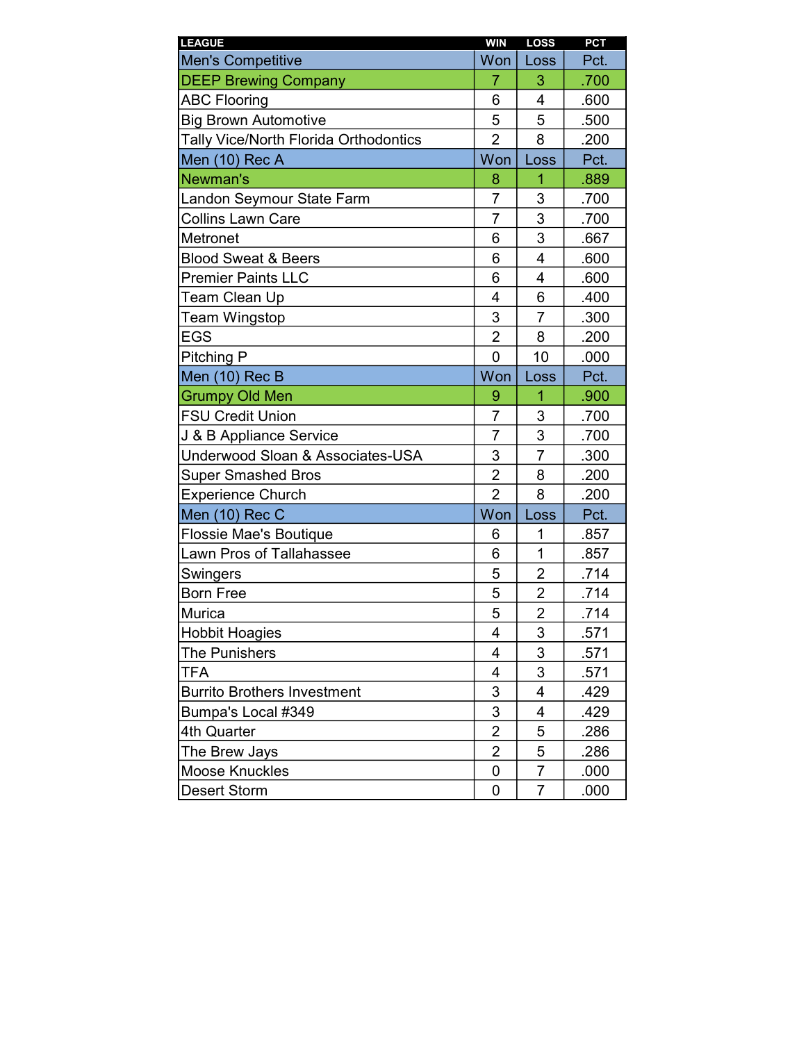| LEAGUE | WIN | LOSS | PCT |
|---|---|---|---|
| Men's Competitive | Won | Loss | Pct. |
| DEEP Brewing Company | 7 | 3 | .700 |
| ABC Flooring | 6 | 4 | .600 |
| Big Brown Automotive | 5 | 5 | .500 |
| Tally Vice/North Florida Orthodontics | 2 | 8 | .200 |
| Men (10) Rec A | Won | Loss | Pct. |
| Newman's | 8 | 1 | .889 |
| Landon Seymour State Farm | 7 | 3 | .700 |
| Collins Lawn Care | 7 | 3 | .700 |
| Metronet | 6 | 3 | .667 |
| Blood Sweat & Beers | 6 | 4 | .600 |
| Premier Paints LLC | 6 | 4 | .600 |
| Team Clean Up | 4 | 6 | .400 |
| Team Wingstop | 3 | 7 | .300 |
| EGS | 2 | 8 | .200 |
| Pitching P | 0 | 10 | .000 |
| Men (10) Rec B | Won | Loss | Pct. |
| Grumpy Old Men | 9 | 1 | .900 |
| FSU Credit Union | 7 | 3 | .700 |
| J & B Appliance Service | 7 | 3 | .700 |
| Underwood Sloan & Associates-USA | 3 | 7 | .300 |
| Super Smashed Bros | 2 | 8 | .200 |
| Experience Church | 2 | 8 | .200 |
| Men (10) Rec C | Won | Loss | Pct. |
| Flossie Mae's Boutique | 6 | 1 | .857 |
| Lawn Pros of Tallahassee | 6 | 1 | .857 |
| Swingers | 5 | 2 | .714 |
| Born Free | 5 | 2 | .714 |
| Murica | 5 | 2 | .714 |
| Hobbit Hoagies | 4 | 3 | .571 |
| The Punishers | 4 | 3 | .571 |
| TFA | 4 | 3 | .571 |
| Burrito Brothers Investment | 3 | 4 | .429 |
| Bumpa's Local #349 | 3 | 4 | .429 |
| 4th Quarter | 2 | 5 | .286 |
| The Brew Jays | 2 | 5 | .286 |
| Moose Knuckles | 0 | 7 | .000 |
| Desert Storm | 0 | 7 | .000 |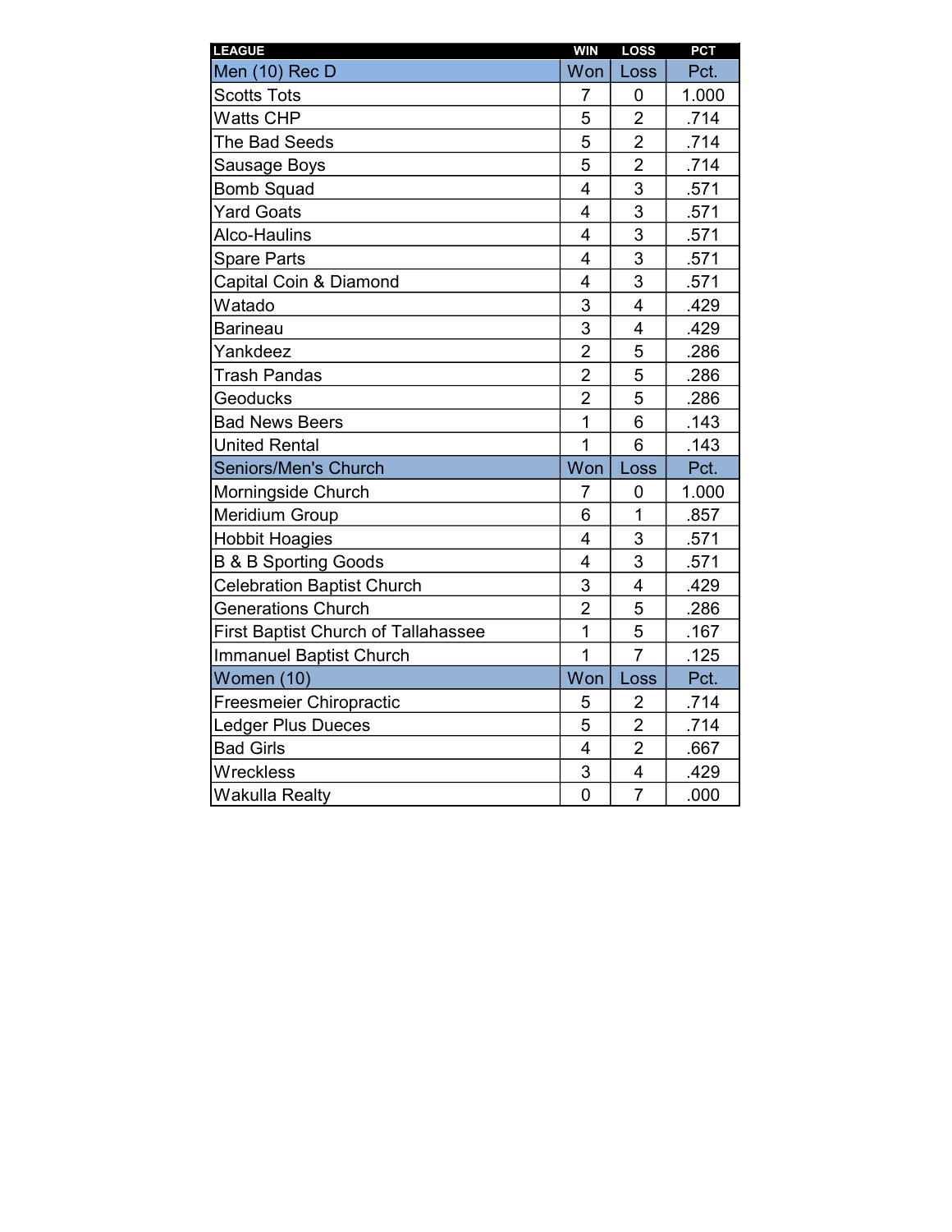| LEAGUE | WIN | LOSS | PCT |
|---|---|---|---|
| Men (10) Rec D | Won | Loss | Pct. |
| Scotts Tots | 7 | 0 | 1.000 |
| Watts CHP | 5 | 2 | .714 |
| The Bad Seeds | 5 | 2 | .714 |
| Sausage Boys | 5 | 2 | .714 |
| Bomb Squad | 4 | 3 | .571 |
| Yard Goats | 4 | 3 | .571 |
| Alco-Haulins | 4 | 3 | .571 |
| Spare Parts | 4 | 3 | .571 |
| Capital Coin & Diamond | 4 | 3 | .571 |
| Watado | 3 | 4 | .429 |
| Barineau | 3 | 4 | .429 |
| Yankdeez | 2 | 5 | .286 |
| Trash Pandas | 2 | 5 | .286 |
| Geoducks | 2 | 5 | .286 |
| Bad News Beers | 1 | 6 | .143 |
| United Rental | 1 | 6 | .143 |
| Seniors/Men's Church | Won | Loss | Pct. |
| Morningside Church | 7 | 0 | 1.000 |
| Meridium Group | 6 | 1 | .857 |
| Hobbit Hoagies | 4 | 3 | .571 |
| B & B Sporting Goods | 4 | 3 | .571 |
| Celebration Baptist Church | 3 | 4 | .429 |
| Generations Church | 2 | 5 | .286 |
| First Baptist Church of Tallahassee | 1 | 5 | .167 |
| Immanuel Baptist Church | 1 | 7 | .125 |
| Women (10) | Won | Loss | Pct. |
| Freesmeier Chiropractic | 5 | 2 | .714 |
| Ledger Plus Dueces | 5 | 2 | .714 |
| Bad Girls | 4 | 2 | .667 |
| Wreckless | 3 | 4 | .429 |
| Wakulla Realty | 0 | 7 | .000 |